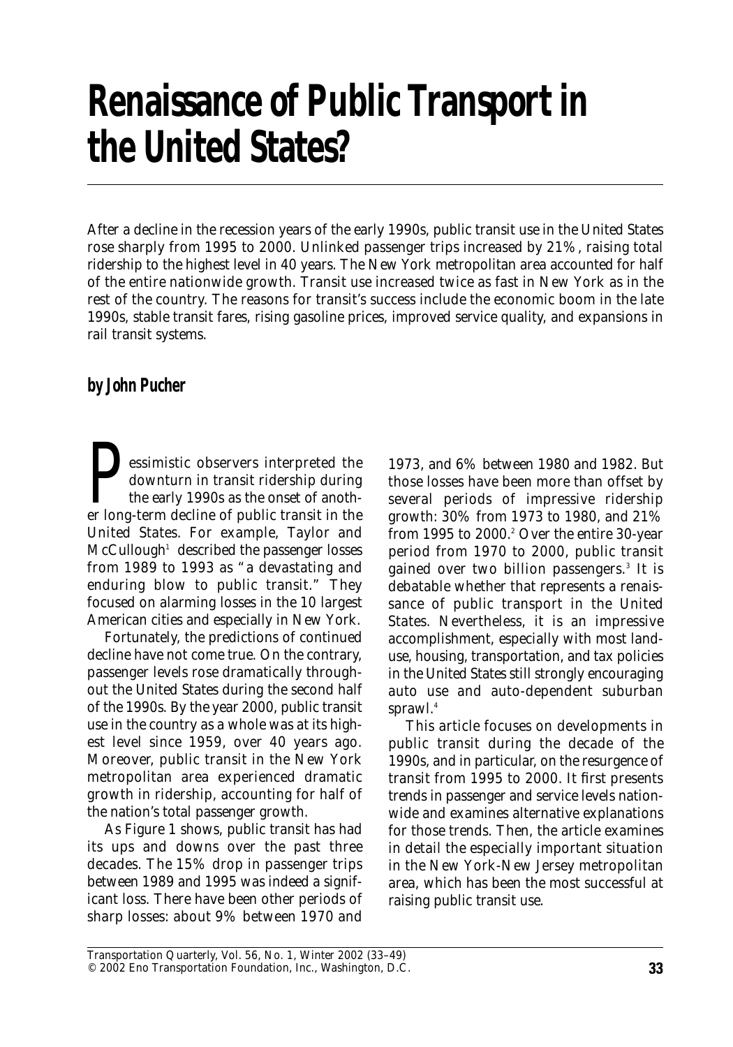# Renaissance of Public Transport in the United States?

After a decline in the recession years of the early 1990s, public transit use in the United States rose sharply from 1995 to 2000. Unlinked passenger trips increased by 21%, raising total ridership to the highest level in 40 years. The New York metropolitan area accounted for half of the entire nationwide growth. Transit use increased twice as fast in New York as in the rest of the country. The reasons for transit's success include the economic boom in the late 1990s, stable transit fares, rising gasoline prices, improved service quality, and expansions in rail transit systems.

**by John Pucher**

Pessimistic observers interpreted the downturn in transit ridership during the early 1990s as the onset of another long-term decline of public transit in the United States. For example, Taylor and McCullough[1] described the passenger losses from 1989 to 1993 as "a devastating and enduring blow to public transit." They focused on alarming losses in the 10 largest American cities and especially in New York.

Fortunately, the predictions of continued decline have not come true. On the contrary, passenger levels rose dramatically throughout the United States during the second half of the 1990s. By the year 2000, public transit use in the country as a whole was at its highest level since 1959, over 40 years ago. Moreover, public transit in the New York metropolitan area experienced dramatic growth in ridership, accounting for half of the nation's total passenger growth.

As Figure 1 shows, public transit has had its ups and downs over the past three decades. The 15% drop in passenger trips between 1989 and 1995 was indeed a significant loss. There have been other periods of sharp losses: about 9% between 1970 and 1973, and 6% between 1980 and 1982. But those losses have been more than offset by several periods of impressive ridership growth: 30% from 1973 to 1980, and 21% from 1995 to 2000.[2] Over the entire 30-year period from 1970 to 2000, public transit gained over two billion passengers.[3] It is debatable whether that represents a renaissance of public transport in the United States. Nevertheless, it is an impressive accomplishment, especially with most land-use, housing, transportation, and tax policies in the United States still strongly encouraging auto use and auto-dependent suburban sprawl.[4]

This article focuses on developments in public transit during the decade of the 1990s, and in particular, on the resurgence of transit from 1995 to 2000. It first presents trends in passenger and service levels nationwide and examines alternative explanations for those trends. Then, the article examines in detail the especially important situation in the New York-New Jersey metropolitan area, which has been the most successful at raising public transit use.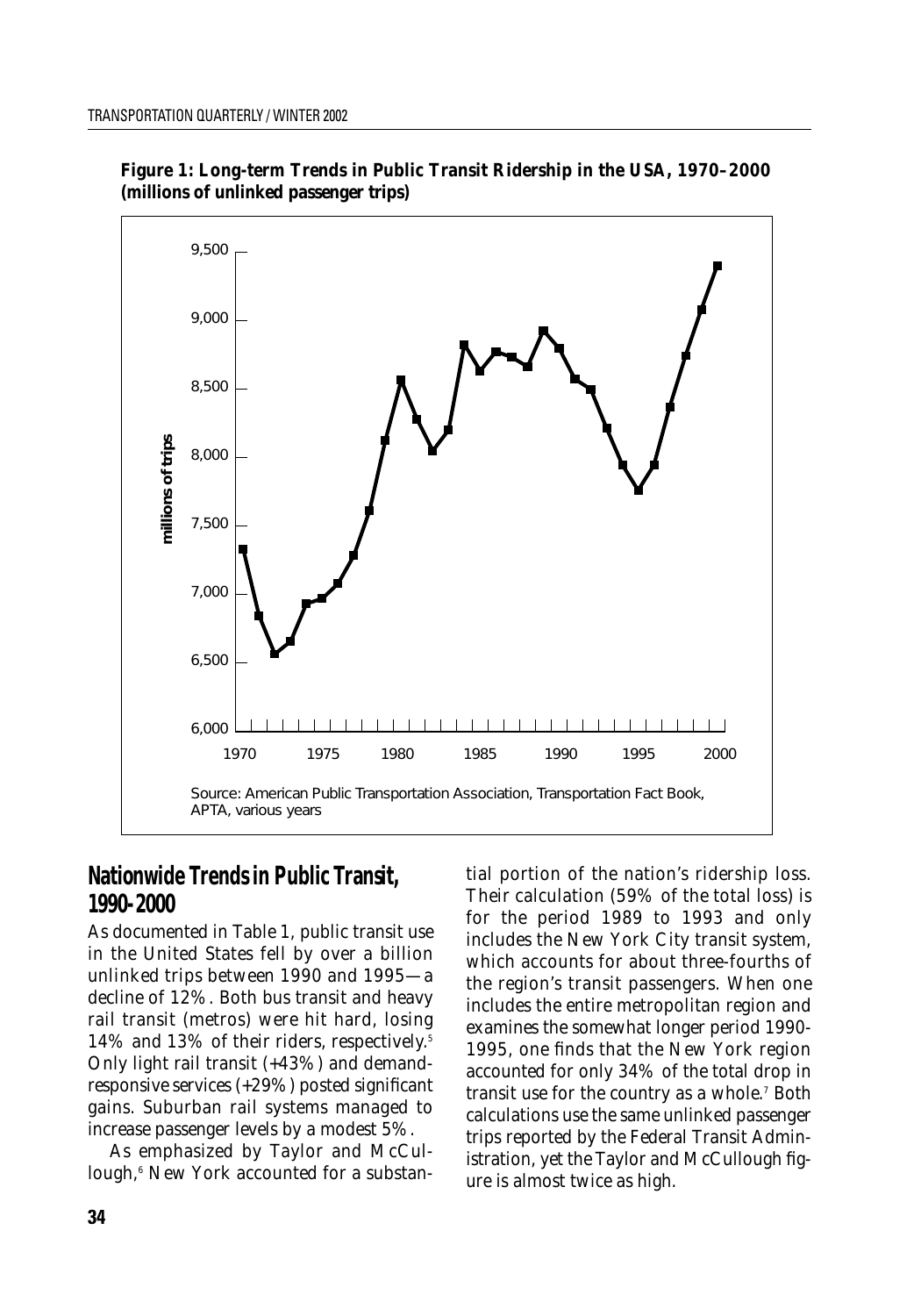**Figure 1: Long-term Trends in Public Transit Ridership in the USA, 1970–2000 (millions of unlinked passenger trips)**

Source: American Public Transportation Association, Transportation Fact Book, APTA, various years

## Nationwide Trends in Public Transit, 1990-2000

As documented in Table 1, public transit use in the United States fell by over a billion unlinked trips between 1990 and 1995—a decline of 12%. Both bus transit and heavy rail transit (metros) were hit hard, losing 14% and 13% of their riders, respectively.[5] Only light rail transit (+43%) and demand-responsive services (+29%) posted significant gains. Suburban rail systems managed to increase passenger levels by a modest 5%.

As emphasized by Taylor and McCullough,[6] New York accounted for a substantial portion of the nation's ridership loss. Their calculation (59% of the total loss) is for the period 1989 to 1993 and only includes the New York City transit system, which accounts for about three-fourths of the region's transit passengers. When one includes the entire metropolitan region and examines the somewhat longer period 1990-1995, one finds that the New York region accounted for only 34% of the total drop in transit use for the country as a whole.[7] Both calculations use the same unlinked passenger trips reported by the Federal Transit Administration, yet the Taylor and McCullough figure is almost twice as high.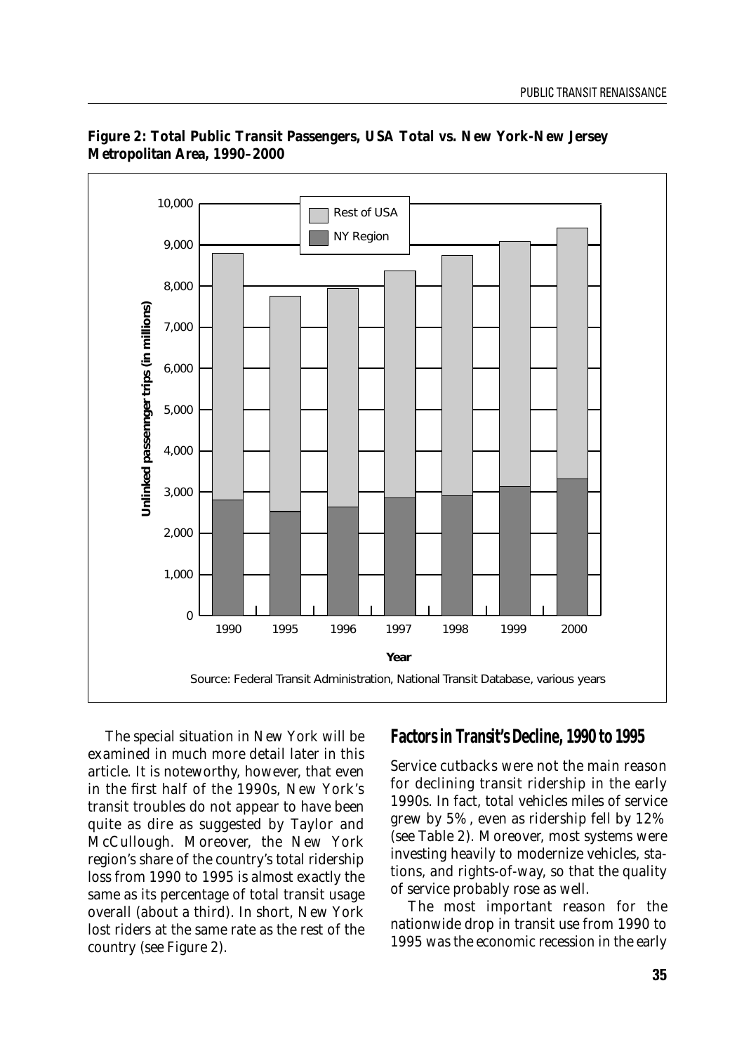**Figure 2: Total Public Transit Passengers, USA Total vs. New York-New Jersey Metropolitan Area, 1990–2000**

Source: Federal Transit Administration, National Transit Database, various years

The special situation in New York will be examined in much more detail later in this article. It is noteworthy, however, that even in the first half of the 1990s, New York's transit troubles do not appear to have been quite as dire as suggested by Taylor and McCullough. Moreover, the New York region's share of the country's total ridership loss from 1990 to 1995 is almost exactly the same as its percentage of total transit usage overall (about a third). In short, New York lost riders at the same rate as the rest of the country (see Figure 2).

## Factors in Transit's Decline, 1990 to 1995

Service cutbacks were not the main reason for declining transit ridership in the early 1990s. In fact, total vehicles miles of service grew by 5%, even as ridership fell by 12% (see Table 2). Moreover, most systems were investing heavily to modernize vehicles, stations, and rights-of-way, so that the quality of service probably rose as well.

The most important reason for the nationwide drop in transit use from 1990 to 1995 was the economic recession in the early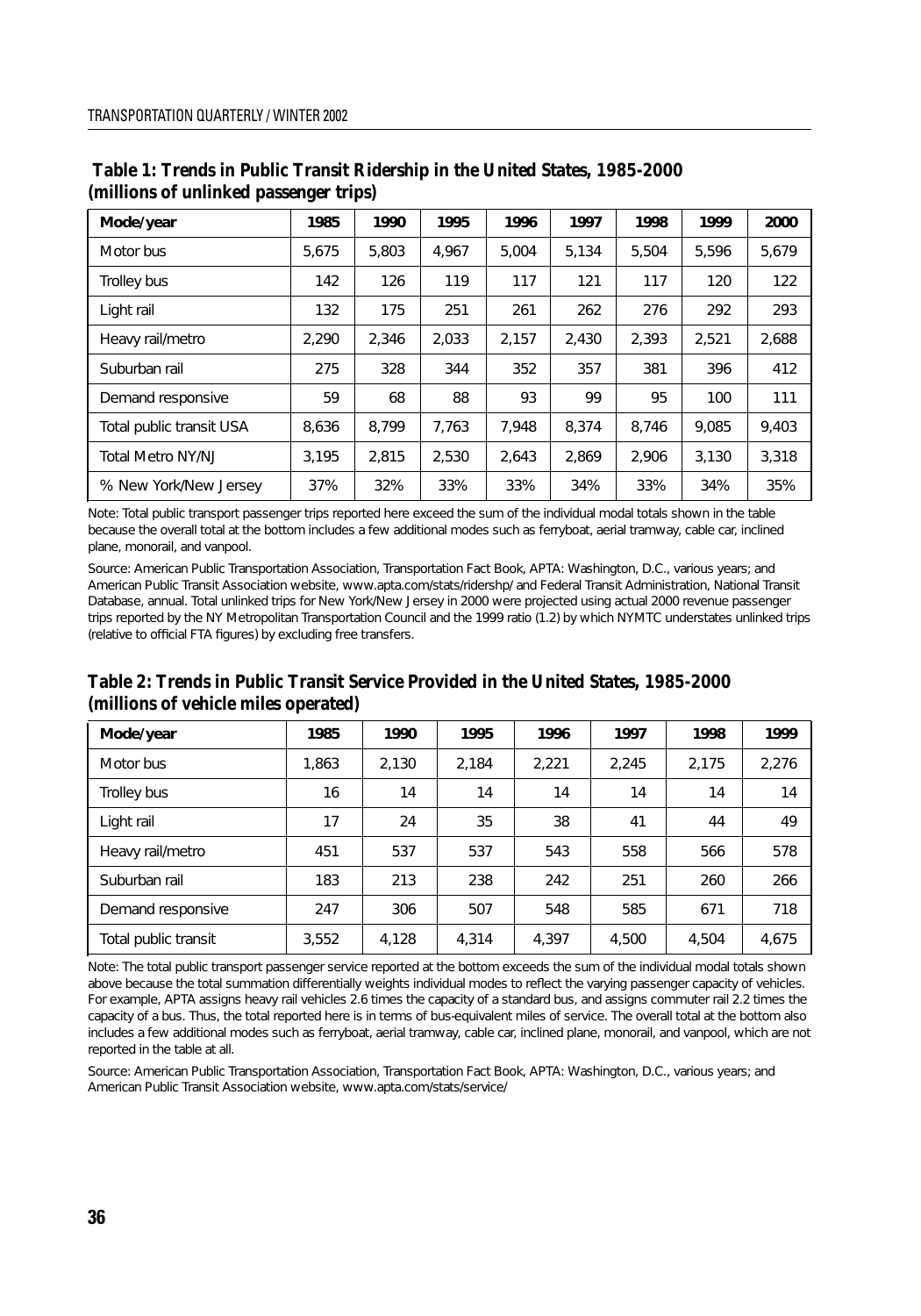**Table 1: Trends in Public Transit Ridership in the United States, 1985-2000 (millions of unlinked passenger trips)**

| Mode/year | 1985 | 1990 | 1995 | 1996 | 1997 | 1998 | 1999 | 2000 |
|---|---|---|---|---|---|---|---|---|
| Motor bus | 5,675 | 5,803 | 4,967 | 5,004 | 5,134 | 5,504 | 5,596 | 5,679 |
| Trolley bus | 142 | 126 | 119 | 117 | 121 | 117 | 120 | 122 |
| Light rail | 132 | 175 | 251 | 261 | 262 | 276 | 292 | 293 |
| Heavy rail/metro | 2,290 | 2,346 | 2,033 | 2,157 | 2,430 | 2,393 | 2,521 | 2,688 |
| Suburban rail | 275 | 328 | 344 | 352 | 357 | 381 | 396 | 412 |
| Demand responsive | 59 | 68 | 88 | 93 | 99 | 95 | 100 | 111 |
| Total public transit USA | 8,636 | 8,799 | 7,763 | 7,948 | 8,374 | 8,746 | 9,085 | 9,403 |
| Total Metro NY/NJ | 3,195 | 2,815 | 2,530 | 2,643 | 2,869 | 2,906 | 3,130 | 3,318 |
| % New York/New Jersey | 37% | 32% | 33% | 33% | 34% | 33% | 34% | 35% |

Note: Total public transport passenger trips reported here exceed the sum of the individual modal totals shown in the table because the overall total at the bottom includes a few additional modes such as ferryboat, aerial tramway, cable car, inclined plane, monorail, and vanpool.

Source: American Public Transportation Association, Transportation Fact Book, APTA: Washington, D.C., various years; and American Public Transit Association website, www.apta.com/stats/ridershp/ and Federal Transit Administration, National Transit Database, annual. Total unlinked trips for New York/New Jersey in 2000 were projected using actual 2000 revenue passenger trips reported by the NY Metropolitan Transportation Council and the 1999 ratio (1.2) by which NYMTC understates unlinked trips (relative to official FTA figures) by excluding free transfers.

**Table 2: Trends in Public Transit Service Provided in the United States, 1985-2000 (millions of vehicle miles operated)**

| Mode/year | 1985 | 1990 | 1995 | 1996 | 1997 | 1998 | 1999 |
|---|---|---|---|---|---|---|---|
| Motor bus | 1,863 | 2,130 | 2,184 | 2,221 | 2,245 | 2,175 | 2,276 |
| Trolley bus | 16 | 14 | 14 | 14 | 14 | 14 | 14 |
| Light rail | 17 | 24 | 35 | 38 | 41 | 44 | 49 |
| Heavy rail/metro | 451 | 537 | 537 | 543 | 558 | 566 | 578 |
| Suburban rail | 183 | 213 | 238 | 242 | 251 | 260 | 266 |
| Demand responsive | 247 | 306 | 507 | 548 | 585 | 671 | 718 |
| Total public transit | 3,552 | 4,128 | 4,314 | 4,397 | 4,500 | 4,504 | 4,675 |

Note: The total public transport passenger service reported at the bottom exceeds the sum of the individual modal totals shown above because the total summation differentially weights individual modes to reflect the varying passenger capacity of vehicles. For example, APTA assigns heavy rail vehicles 2.6 times the capacity of a standard bus, and assigns commuter rail 2.2 times the capacity of a bus. Thus, the total reported here is in terms of bus-equivalent miles of service. The overall total at the bottom also includes a few additional modes such as ferryboat, aerial tramway, cable car, inclined plane, monorail, and vanpool, which are not reported in the table at all.

Source: American Public Transportation Association, Transportation Fact Book, APTA: Washington, D.C., various years; and American Public Transit Association website, www.apta.com/stats/service/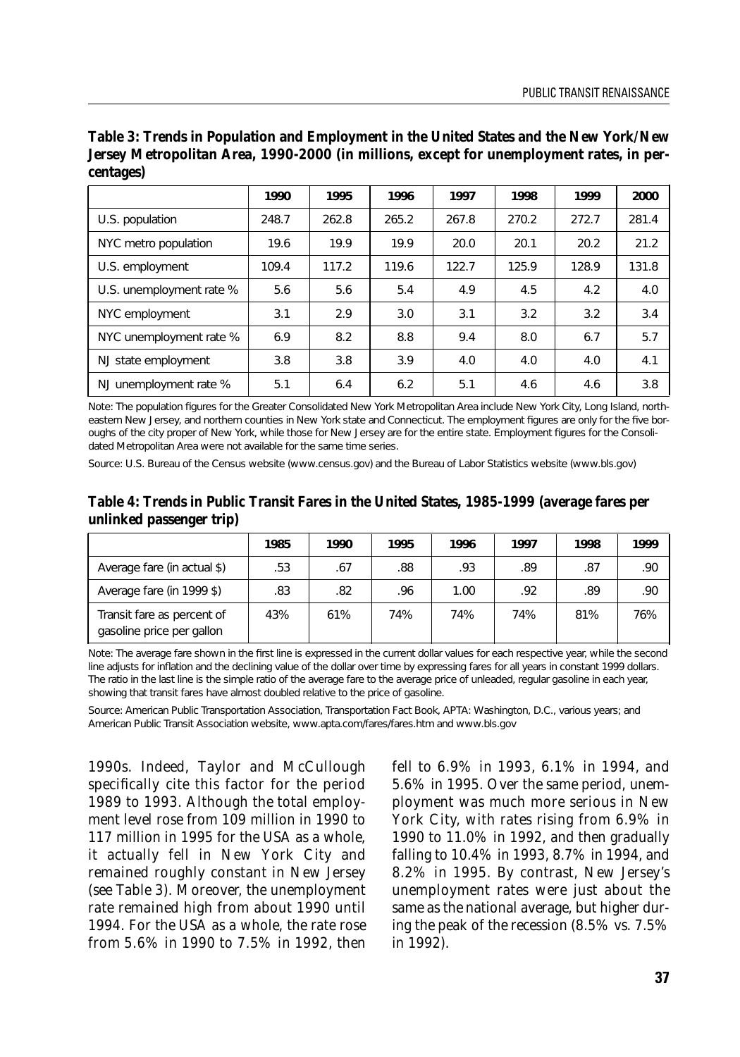**Table 3: Trends in Population and Employment in the United States and the New York/New Jersey Metropolitan Area, 1990-2000 (in millions, except for unemployment rates, in percentages)**

| | 1990 | 1995 | 1996 | 1997 | 1998 | 1999 | 2000 |
|---|---|---|---|---|---|---|---|
| U.S. population | 248.7 | 262.8 | 265.2 | 267.8 | 270.2 | 272.7 | 281.4 |
| NYC metro population | 19.6 | 19.9 | 19.9 | 20.0 | 20.1 | 20.2 | 21.2 |
| U.S. employment | 109.4 | 117.2 | 119.6 | 122.7 | 125.9 | 128.9 | 131.8 |
| U.S. unemployment rate % | 5.6 | 5.6 | 5.4 | 4.9 | 4.5 | 4.2 | 4.0 |
| NYC employment | 3.1 | 2.9 | 3.0 | 3.1 | 3.2 | 3.2 | 3.4 |
| NYC unemployment rate % | 6.9 | 8.2 | 8.8 | 9.4 | 8.0 | 6.7 | 5.7 |
| NJ state employment | 3.8 | 3.8 | 3.9 | 4.0 | 4.0 | 4.0 | 4.1 |
| NJ unemployment rate % | 5.1 | 6.4 | 6.2 | 5.1 | 4.6 | 4.6 | 3.8 |

Note: The population figures for the Greater Consolidated New York Metropolitan Area include New York City, Long Island, northeastern New Jersey, and northern counties in New York state and Connecticut. The employment figures are only for the five boroughs of the city proper of New York, while those for New Jersey are for the entire state. Employment figures for the Consolidated Metropolitan Area were not available for the same time series.

Source: U.S. Bureau of the Census website (www.census.gov) and the Bureau of Labor Statistics website (www.bls.gov)

**Table 4: Trends in Public Transit Fares in the United States, 1985-1999 (average fares per unlinked passenger trip)**

| | 1985 | 1990 | 1995 | 1996 | 1997 | 1998 | 1999 |
|---|---|---|---|---|---|---|---|
| Average fare (in actual $) | .53 | .67 | .88 | .93 | .89 | .87 | .90 |
| Average fare (in 1999 $) | .83 | .82 | .96 | 1.00 | .92 | .89 | .90 |
| Transit fare as percent of gasoline price per gallon | 43% | 61% | 74% | 74% | 74% | 81% | 76% |

Note: The average fare shown in the first line is expressed in the current dollar values for each respective year, while the second line adjusts for inflation and the declining value of the dollar over time by expressing fares for all years in constant 1999 dollars. The ratio in the last line is the simple ratio of the average fare to the average price of unleaded, regular gasoline in each year, showing that transit fares have almost doubled relative to the price of gasoline.

Source: American Public Transportation Association, Transportation Fact Book, APTA: Washington, D.C., various years; and American Public Transit Association website, www.apta.com/fares/fares.htm and www.bls.gov

1990s. Indeed, Taylor and McCullough specifically cite this factor for the period 1989 to 1993. Although the total employment level rose from 109 million in 1990 to 117 million in 1995 for the USA as a whole, it actually fell in New York City and remained roughly constant in New Jersey (see Table 3). Moreover, the unemployment rate remained high from about 1990 until 1994. For the USA as a whole, the rate rose from 5.6% in 1990 to 7.5% in 1992, then fell to 6.9% in 1993, 6.1% in 1994, and 5.6% in 1995. Over the same period, unemployment was much more serious in New York City, with rates rising from 6.9% in 1990 to 11.0% in 1992, and then gradually falling to 10.4% in 1993, 8.7% in 1994, and 8.2% in 1995. By contrast, New Jersey's unemployment rates were just about the same as the national average, but higher during the peak of the recession (8.5% vs. 7.5% in 1992).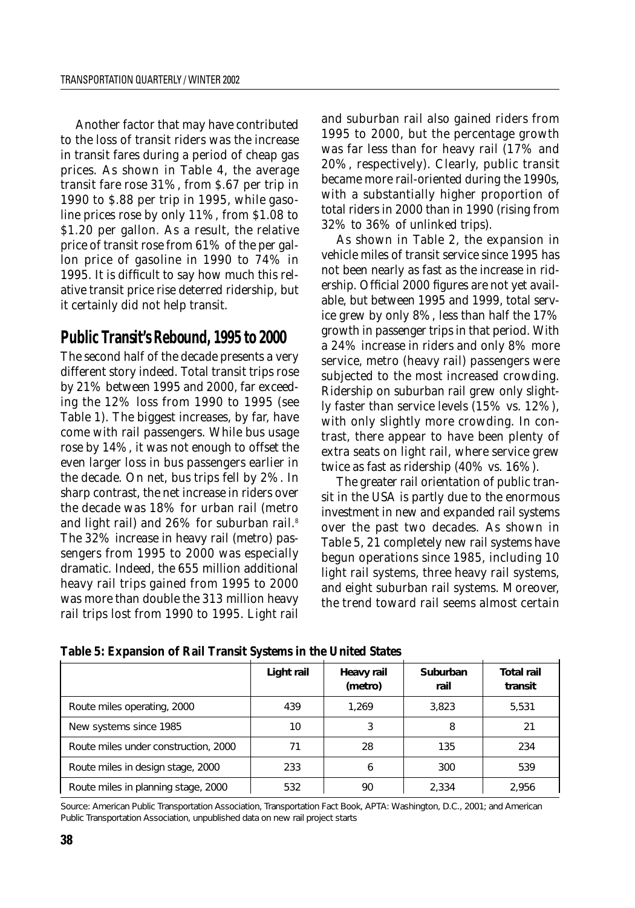Another factor that may have contributed to the loss of transit riders was the increase in transit fares during a period of cheap gas prices. As shown in Table 4, the average transit fare rose 31%, from $.67 per trip in 1990 to $.88 per trip in 1995, while gasoline prices rose by only 11%, from $1.08 to $1.20 per gallon. As a result, the relative price of transit rose from 61% of the per gallon price of gasoline in 1990 to 74% in 1995. It is difficult to say how much this relative transit price rise deterred ridership, but it certainly did not help transit.

## Public Transit's Rebound, 1995 to 2000

The second half of the decade presents a very different story indeed. Total transit trips rose by 21% between 1995 and 2000, far exceeding the 12% loss from 1990 to 1995 (see Table 1). The biggest increases, by far, have come with rail passengers. While bus usage rose by 14%, it was not enough to offset the even larger loss in bus passengers earlier in the decade. On net, bus trips fell by 2%. In sharp contrast, the net increase in riders over the decade was 18% for urban rail (metro and light rail) and 26% for suburban rail.[8] The 32% increase in heavy rail (metro) passengers from 1995 to 2000 was especially dramatic. Indeed, the 655 million additional heavy rail trips gained from 1995 to 2000 was more than double the 313 million heavy rail trips lost from 1990 to 1995. Light rail and suburban rail also gained riders from 1995 to 2000, but the percentage growth was far less than for heavy rail (17% and 20%, respectively). Clearly, public transit became more rail-oriented during the 1990s, with a substantially higher proportion of total riders in 2000 than in 1990 (rising from 32% to 36% of unlinked trips).

As shown in Table 2, the expansion in vehicle miles of transit service since 1995 has not been nearly as fast as the increase in ridership. Official 2000 figures are not yet available, but between 1995 and 1999, total service grew by only 8%, less than half the 17% growth in passenger trips in that period. With a 24% increase in riders and only 8% more service, metro (heavy rail) passengers were subjected to the most increased crowding. Ridership on suburban rail grew only slightly faster than service levels (15% vs. 12%), with only slightly more crowding. In contrast, there appear to have been plenty of extra seats on light rail, where service grew twice as fast as ridership (40% vs. 16%).

The greater rail orientation of public transit in the USA is partly due to the enormous investment in new and expanded rail systems over the past two decades. As shown in Table 5, 21 completely new rail systems have begun operations since 1985, including 10 light rail systems, three heavy rail systems, and eight suburban rail systems. Moreover, the trend toward rail seems almost certain

**Table 5: Expansion of Rail Transit Systems in the United States**

| | Light rail | Heavy rail (metro) | Suburban rail | Total rail transit |
|---|---|---|---|---|
| Route miles operating, 2000 | 439 | 1,269 | 3,823 | 5,531 |
| New systems since 1985 | 10 | 3 | 8 | 21 |
| Route miles under construction, 2000 | 71 | 28 | 135 | 234 |
| Route miles in design stage, 2000 | 233 | 6 | 300 | 539 |
| Route miles in planning stage, 2000 | 532 | 90 | 2,334 | 2,956 |

Source: American Public Transportation Association, Transportation Fact Book, APTA: Washington, D.C., 2001; and American Public Transportation Association, unpublished data on new rail project starts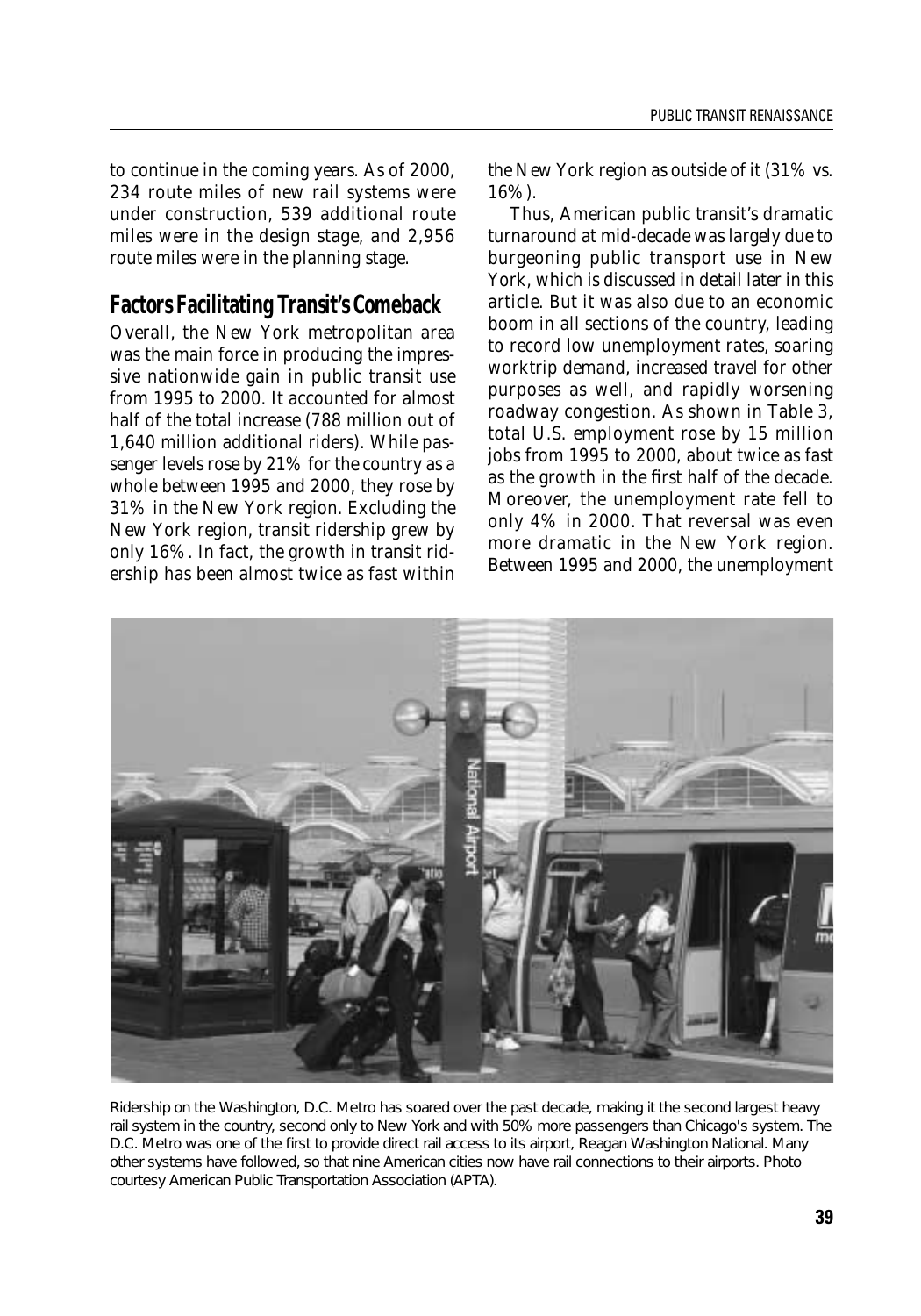to continue in the coming years. As of 2000, 234 route miles of new rail systems were under construction, 539 additional route miles were in the design stage, and 2,956 route miles were in the planning stage.

## Factors Facilitating Transit's Comeback

Overall, the New York metropolitan area was the main force in producing the impressive nationwide gain in public transit use from 1995 to 2000. It accounted for almost half of the total increase (788 million out of 1,640 million additional riders). While passenger levels rose by 21% for the country as a whole between 1995 and 2000, they rose by 31% in the New York region. Excluding the New York region, transit ridership grew by only 16%. In fact, the growth in transit ridership has been almost twice as fast within the New York region as outside of it (31% vs. 16%).

Thus, American public transit's dramatic turnaround at mid-decade was largely due to burgeoning public transport use in New York, which is discussed in detail later in this article. But it was also due to an economic boom in all sections of the country, leading to record low unemployment rates, soaring worktrip demand, increased travel for other purposes as well, and rapidly worsening roadway congestion. As shown in Table 3, total U.S. employment rose by 15 million jobs from 1995 to 2000, about twice as fast as the growth in the first half of the decade. Moreover, the unemployment rate fell to only 4% in 2000. That reversal was even more dramatic in the New York region. Between 1995 and 2000, the unemployment

Ridership on the Washington, D.C. Metro has soared over the past decade, making it the second largest heavy rail system in the country, second only to New York and with 50% more passengers than Chicago's system. The D.C. Metro was one of the first to provide direct rail access to its airport, Reagan Washington National. Many other systems have followed, so that nine American cities now have rail connections to their airports. Photo courtesy American Public Transportation Association (APTA).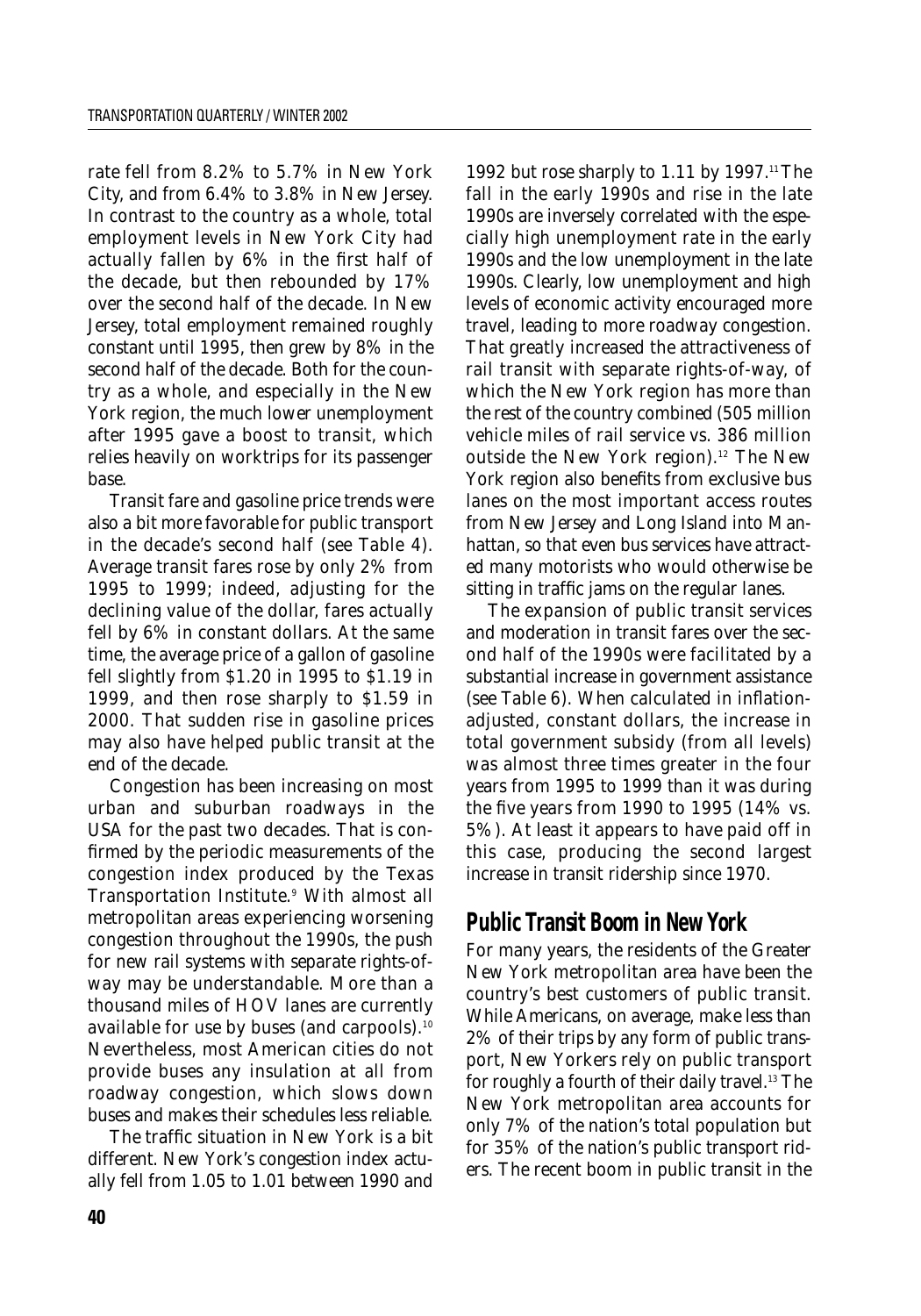rate fell from 8.2% to 5.7% in New York City, and from 6.4% to 3.8% in New Jersey. In contrast to the country as a whole, total employment levels in New York City had actually fallen by 6% in the first half of the decade, but then rebounded by 17% over the second half of the decade. In New Jersey, total employment remained roughly constant until 1995, then grew by 8% in the second half of the decade. Both for the country as a whole, and especially in the New York region, the much lower unemployment after 1995 gave a boost to transit, which relies heavily on worktrips for its passenger base.

Transit fare and gasoline price trends were also a bit more favorable for public transport in the decade's second half (see Table 4). Average transit fares rose by only 2% from 1995 to 1999; indeed, adjusting for the declining value of the dollar, fares actually fell by 6% in constant dollars. At the same time, the average price of a gallon of gasoline fell slightly from $1.20 in 1995 to $1.19 in 1999, and then rose sharply to $1.59 in 2000. That sudden rise in gasoline prices may also have helped public transit at the end of the decade.

Congestion has been increasing on most urban and suburban roadways in the USA for the past two decades. That is confirmed by the periodic measurements of the congestion index produced by the Texas Transportation Institute.[9] With almost all metropolitan areas experiencing worsening congestion throughout the 1990s, the push for new rail systems with separate rights-of-way may be understandable. More than a thousand miles of HOV lanes are currently available for use by buses (and carpools).[10] Nevertheless, most American cities do not provide buses any insulation at all from roadway congestion, which slows down buses and makes their schedules less reliable.

The traffic situation in New York is a bit different. New York's congestion index actually fell from 1.05 to 1.01 between 1990 and 1992 but rose sharply to 1.11 by 1997.[11] The fall in the early 1990s and rise in the late 1990s are inversely correlated with the especially high unemployment rate in the early 1990s and the low unemployment in the late 1990s. Clearly, low unemployment and high levels of economic activity encouraged more travel, leading to more roadway congestion. That greatly increased the attractiveness of rail transit with separate rights-of-way, of which the New York region has more than the rest of the country combined (505 million vehicle miles of rail service vs. 386 million outside the New York region).[12] The New York region also benefits from exclusive bus lanes on the most important access routes from New Jersey and Long Island into Manhattan, so that even bus services have attracted many motorists who would otherwise be sitting in traffic jams on the regular lanes.

The expansion of public transit services and moderation in transit fares over the second half of the 1990s were facilitated by a substantial increase in government assistance (see Table 6). When calculated in inflation-adjusted, constant dollars, the increase in total government subsidy (from all levels) was almost three times greater in the four years from 1995 to 1999 than it was during the five years from 1990 to 1995 (14% vs. 5%). At least it appears to have paid off in this case, producing the second largest increase in transit ridership since 1970.

## Public Transit Boom in New York

For many years, the residents of the Greater New York metropolitan area have been the country's best customers of public transit. While Americans, on average, make less than 2% of their trips by any form of public transport, New Yorkers rely on public transport for roughly a fourth of their daily travel.[13] The New York metropolitan area accounts for only 7% of the nation's total population but for 35% of the nation's public transport riders. The recent boom in public transit in the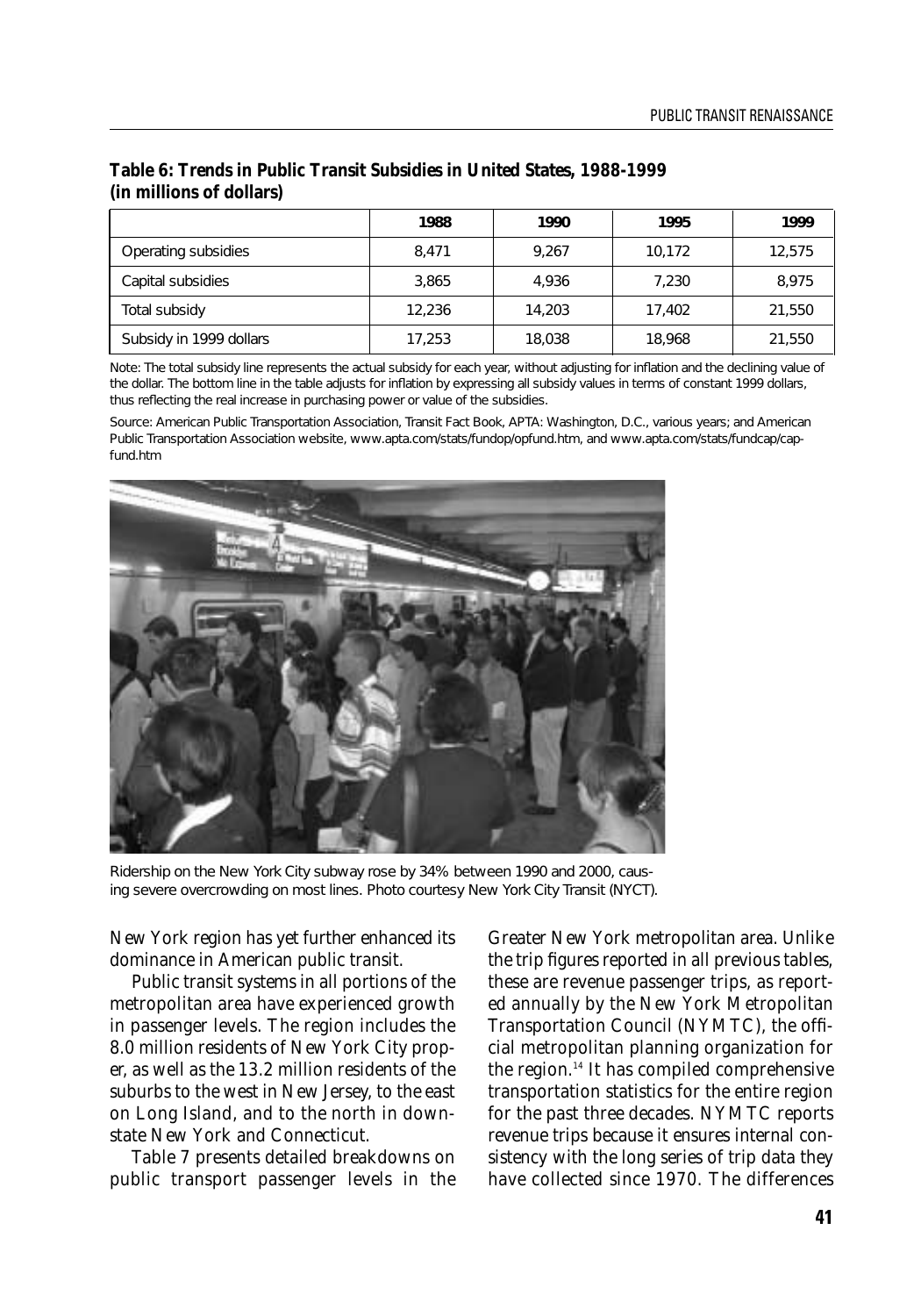**Table 6: Trends in Public Transit Subsidies in United States, 1988-1999 (in millions of dollars)**

| | 1988 | 1990 | 1995 | 1999 |
|---|---|---|---|---|
| Operating subsidies | 8,471 | 9,267 | 10,172 | 12,575 |
| Capital subsidies | 3,865 | 4,936 | 7,230 | 8,975 |
| Total subsidy | 12,236 | 14,203 | 17,402 | 21,550 |
| Subsidy in 1999 dollars | 17,253 | 18,038 | 18,968 | 21,550 |

Note: The total subsidy line represents the actual subsidy for each year, without adjusting for inflation and the declining value of the dollar. The bottom line in the table adjusts for inflation by expressing all subsidy values in terms of constant 1999 dollars, thus reflecting the real increase in purchasing power or value of the subsidies.

Source: American Public Transportation Association, Transit Fact Book, APTA: Washington, D.C., various years; and American Public Transportation Association website, www.apta.com/stats/fundop/opfund.htm, and www.apta.com/stats/fundcap/capfund.htm

Ridership on the New York City subway rose by 34% between 1990 and 2000, causing severe overcrowding on most lines. Photo courtesy New York City Transit (NYCT).

New York region has yet further enhanced its dominance in American public transit.

Public transit systems in all portions of the metropolitan area have experienced growth in passenger levels. The region includes the 8.0 million residents of New York City proper, as well as the 13.2 million residents of the suburbs to the west in New Jersey, to the east on Long Island, and to the north in downstate New York and Connecticut.

Table 7 presents detailed breakdowns on public transport passenger levels in the Greater New York metropolitan area. Unlike the trip figures reported in all previous tables, these are revenue passenger trips, as reported annually by the New York Metropolitan Transportation Council (NYMTC), the official metropolitan planning organization for the region.[14] It has compiled comprehensive transportation statistics for the entire region for the past three decades. NYMTC reports revenue trips because it ensures internal consistency with the long series of trip data they have collected since 1970. The differences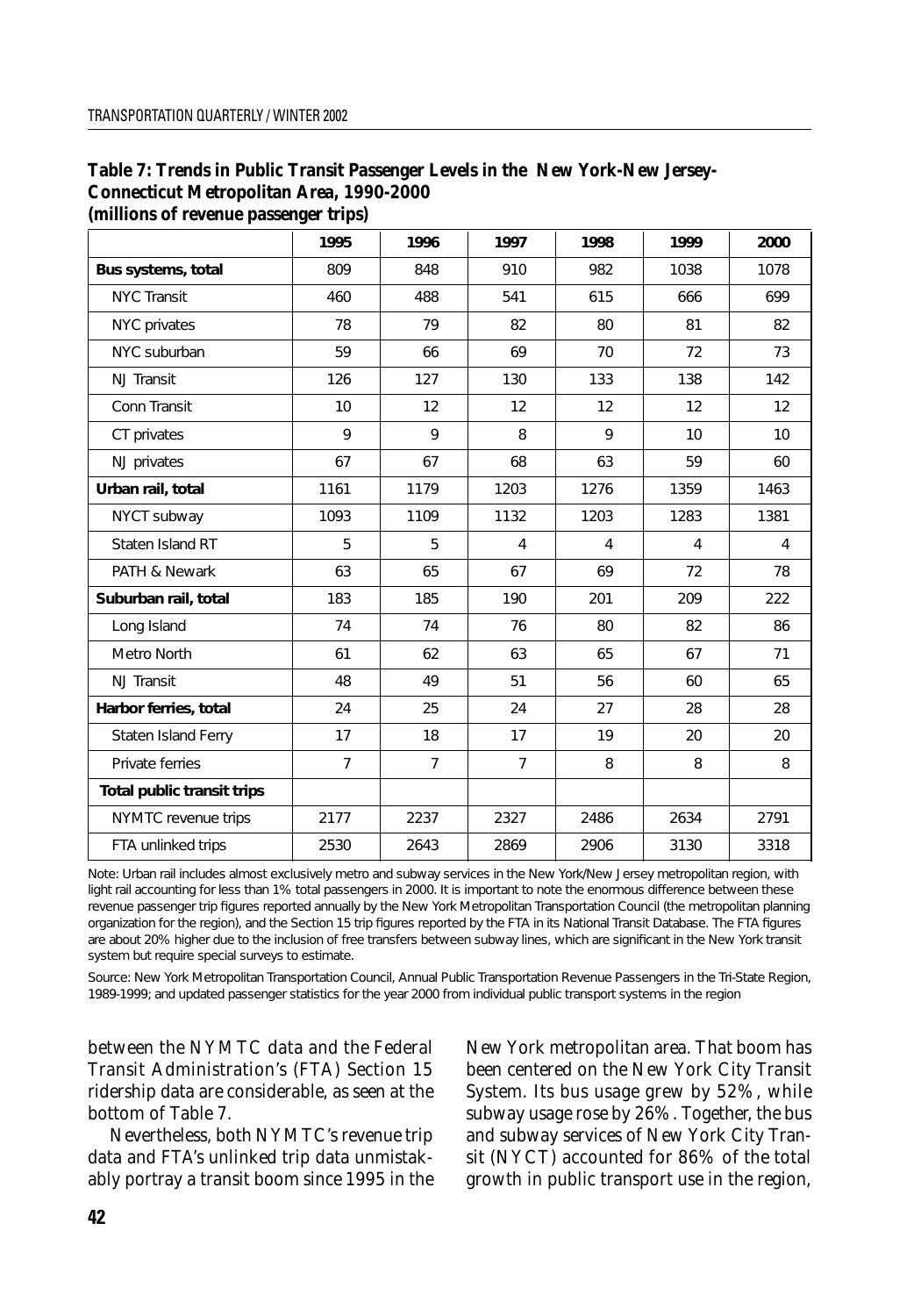**Table 7: Trends in Public Transit Passenger Levels in the New York-New Jersey-Connecticut Metropolitan Area, 1990-2000 (millions of revenue passenger trips)**

| | 1995 | 1996 | 1997 | 1998 | 1999 | 2000 |
|---|---|---|---|---|---|---|
| **Bus systems, total** | 809 | 848 | 910 | 982 | 1038 | 1078 |
| NYC Transit | 460 | 488 | 541 | 615 | 666 | 699 |
| NYC privates | 78 | 79 | 82 | 80 | 81 | 82 |
| NYC suburban | 59 | 66 | 69 | 70 | 72 | 73 |
| NJ Transit | 126 | 127 | 130 | 133 | 138 | 142 |
| Conn Transit | 10 | 12 | 12 | 12 | 12 | 12 |
| CT privates | 9 | 9 | 8 | 9 | 10 | 10 |
| NJ privates | 67 | 67 | 68 | 63 | 59 | 60 |
| **Urban rail, total** | 1161 | 1179 | 1203 | 1276 | 1359 | 1463 |
| NYCT subway | 1093 | 1109 | 1132 | 1203 | 1283 | 1381 |
| Staten Island RT | 5 | 5 | 4 | 4 | 4 | 4 |
| PATH & Newark | 63 | 65 | 67 | 69 | 72 | 78 |
| **Suburban rail, total** | 183 | 185 | 190 | 201 | 209 | 222 |
| Long Island | 74 | 74 | 76 | 80 | 82 | 86 |
| Metro North | 61 | 62 | 63 | 65 | 67 | 71 |
| NJ Transit | 48 | 49 | 51 | 56 | 60 | 65 |
| **Harbor ferries, total** | 24 | 25 | 24 | 27 | 28 | 28 |
| Staten Island Ferry | 17 | 18 | 17 | 19 | 20 | 20 |
| Private ferries | 7 | 7 | 7 | 8 | 8 | 8 |
| **Total public transit trips** | | | | | | |
| NYMTC revenue trips | 2177 | 2237 | 2327 | 2486 | 2634 | 2791 |
| FTA unlinked trips | 2530 | 2643 | 2869 | 2906 | 3130 | 3318 |

Note: Urban rail includes almost exclusively metro and subway services in the New York/New Jersey metropolitan region, with light rail accounting for less than 1% total passengers in 2000. It is important to note the enormous difference between these revenue passenger trip figures reported annually by the New York Metropolitan Transportation Council (the metropolitan planning organization for the region), and the Section 15 trip figures reported by the FTA in its National Transit Database. The FTA figures are about 20% higher due to the inclusion of free transfers between subway lines, which are significant in the New York transit system but require special surveys to estimate.

Source: New York Metropolitan Transportation Council, Annual Public Transportation Revenue Passengers in the Tri-State Region, 1989-1999; and updated passenger statistics for the year 2000 from individual public transport systems in the region

between the NYMTC data and the Federal Transit Administration's (FTA) Section 15 ridership data are considerable, as seen at the bottom of Table 7.

Nevertheless, both NYMTC's revenue trip data and FTA's unlinked trip data unmistakably portray a transit boom since 1995 in the New York metropolitan area. That boom has been centered on the New York City Transit System. Its bus usage grew by 52%, while subway usage rose by 26%. Together, the bus and subway services of New York City Transit (NYCT) accounted for 86% of the total growth in public transport use in the region,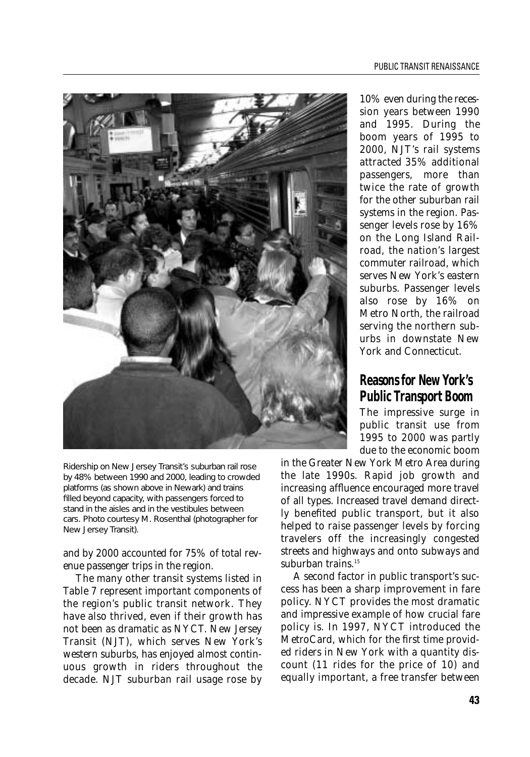Ridership on New Jersey Transit's suburban rail rose by 48% between 1990 and 2000, leading to crowded platforms (as shown above in Newark) and trains filled beyond capacity, with passengers forced to stand in the aisles and in the vestibules between cars. Photo courtesy M. Rosenthal (photographer for New Jersey Transit).

and by 2000 accounted for 75% of total revenue passenger trips in the region.

The many other transit systems listed in Table 7 represent important components of the region's public transit network. They have also thrived, even if their growth has not been as dramatic as NYCT. New Jersey Transit (NJT), which serves New York's western suburbs, has enjoyed almost continuous growth in riders throughout the decade. NJT suburban rail usage rose by 10% even during the recession years between 1990 and 1995. During the boom years of 1995 to 2000, NJT's rail systems attracted 35% additional passengers, more than twice the rate of growth for the other suburban rail systems in the region. Passenger levels rose by 16% on the Long Island Railroad, the nation's largest commuter railroad, which serves New York's eastern suburbs. Passenger levels also rose by 16% on Metro North, the railroad serving the northern suburbs in downstate New York and Connecticut.

## Reasons for New York's Public Transport Boom

The impressive surge in public transit use from 1995 to 2000 was partly due to the economic boom in the Greater New York Metro Area during the late 1990s. Rapid job growth and increasing affluence encouraged more travel of all types. Increased travel demand directly benefited public transport, but it also helped to raise passenger levels by forcing travelers off the increasingly congested streets and highways and onto subways and suburban trains.[15]

A second factor in public transport's success has been a sharp improvement in fare policy. NYCT provides the most dramatic and impressive example of how crucial fare policy is. In 1997, NYCT introduced the MetroCard, which for the first time provided riders in New York with a quantity discount (11 rides for the price of 10) and equally important, a free transfer between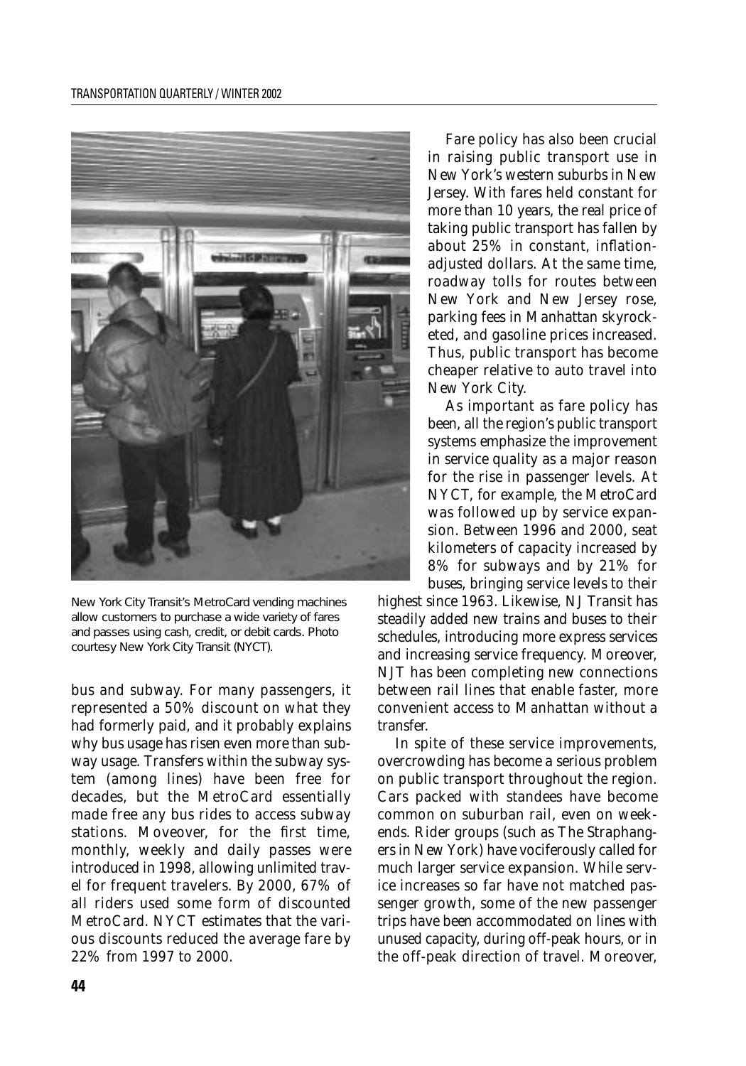New York City Transit's MetroCard vending machines allow customers to purchase a wide variety of fares and passes using cash, credit, or debit cards. Photo courtesy New York City Transit (NYCT).

bus and subway. For many passengers, it represented a 50% discount on what they had formerly paid, and it probably explains why bus usage has risen even more than subway usage. Transfers within the subway system (among lines) have been free for decades, but the MetroCard essentially made free any bus rides to access subway stations. Moveover, for the first time, monthly, weekly and daily passes were introduced in 1998, allowing unlimited travel for frequent travelers. By 2000, 67% of all riders used some form of discounted MetroCard. NYCT estimates that the various discounts reduced the average fare by 22% from 1997 to 2000.

Fare policy has also been crucial in raising public transport use in New York's western suburbs in New Jersey. With fares held constant for more than 10 years, the real price of taking public transport has fallen by about 25% in constant, inflation-adjusted dollars. At the same time, roadway tolls for routes between New York and New Jersey rose, parking fees in Manhattan skyrocketed, and gasoline prices increased. Thus, public transport has become cheaper relative to auto travel into New York City.

As important as fare policy has been, all the region's public transport systems emphasize the improvement in service quality as a major reason for the rise in passenger levels. At NYCT, for example, the MetroCard was followed up by service expansion. Between 1996 and 2000, seat kilometers of capacity increased by 8% for subways and by 21% for buses, bringing service levels to their highest since 1963. Likewise, NJ Transit has steadily added new trains and buses to their schedules, introducing more express services and increasing service frequency. Moreover, NJT has been completing new connections between rail lines that enable faster, more convenient access to Manhattan without a transfer.

In spite of these service improvements, overcrowding has become a serious problem on public transport throughout the region. Cars packed with standees have become common on suburban rail, even on weekends. Rider groups (such as The Straphangers in New York) have vociferously called for much larger service expansion. While service increases so far have not matched passenger growth, some of the new passenger trips have been accommodated on lines with unused capacity, during off-peak hours, or in the off-peak direction of travel. Moreover,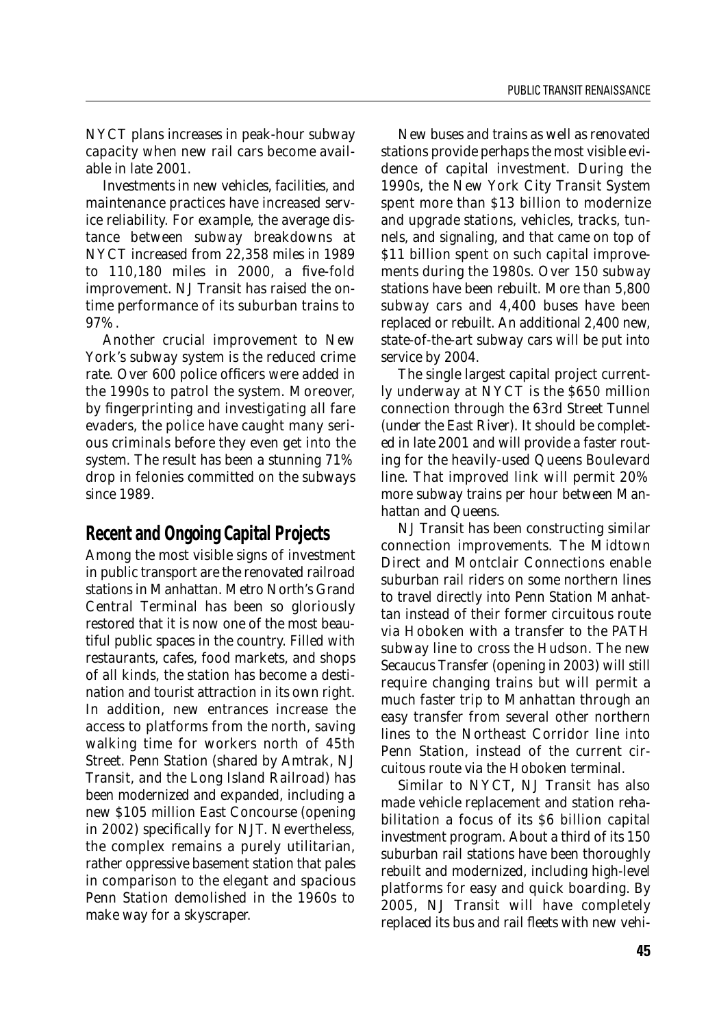NYCT plans increases in peak-hour subway capacity when new rail cars become available in late 2001.

Investments in new vehicles, facilities, and maintenance practices have increased service reliability. For example, the average distance between subway breakdowns at NYCT increased from 22,358 miles in 1989 to 110,180 miles in 2000, a five-fold improvement. NJ Transit has raised the on-time performance of its suburban trains to 97%.

Another crucial improvement to New York's subway system is the reduced crime rate. Over 600 police officers were added in the 1990s to patrol the system. Moreover, by fingerprinting and investigating all fare evaders, the police have caught many serious criminals before they even get into the system. The result has been a stunning 71% drop in felonies committed on the subways since 1989.

## Recent and Ongoing Capital Projects

Among the most visible signs of investment in public transport are the renovated railroad stations in Manhattan. Metro North's Grand Central Terminal has been so gloriously restored that it is now one of the most beautiful public spaces in the country. Filled with restaurants, cafes, food markets, and shops of all kinds, the station has become a destination and tourist attraction in its own right. In addition, new entrances increase the access to platforms from the north, saving walking time for workers north of 45th Street. Penn Station (shared by Amtrak, NJ Transit, and the Long Island Railroad) has been modernized and expanded, including a new $105 million East Concourse (opening in 2002) specifically for NJT. Nevertheless, the complex remains a purely utilitarian, rather oppressive basement station that pales in comparison to the elegant and spacious Penn Station demolished in the 1960s to make way for a skyscraper.

New buses and trains as well as renovated stations provide perhaps the most visible evidence of capital investment. During the 1990s, the New York City Transit System spent more than $13 billion to modernize and upgrade stations, vehicles, tracks, tunnels, and signaling, and that came on top of $11 billion spent on such capital improvements during the 1980s. Over 150 subway stations have been rebuilt. More than 5,800 subway cars and 4,400 buses have been replaced or rebuilt. An additional 2,400 new, state-of-the-art subway cars will be put into service by 2004.

The single largest capital project currently underway at NYCT is the $650 million connection through the 63rd Street Tunnel (under the East River). It should be completed in late 2001 and will provide a faster routing for the heavily-used Queens Boulevard line. That improved link will permit 20% more subway trains per hour between Manhattan and Queens.

NJ Transit has been constructing similar connection improvements. The Midtown Direct and Montclair Connections enable suburban rail riders on some northern lines to travel directly into Penn Station Manhattan instead of their former circuitous route via Hoboken with a transfer to the PATH subway line to cross the Hudson. The new Secaucus Transfer (opening in 2003) will still require changing trains but will permit a much faster trip to Manhattan through an easy transfer from several other northern lines to the Northeast Corridor line into Penn Station, instead of the current circuitous route via the Hoboken terminal.

Similar to NYCT, NJ Transit has also made vehicle replacement and station rehabilitation a focus of its $6 billion capital investment program. About a third of its 150 suburban rail stations have been thoroughly rebuilt and modernized, including high-level platforms for easy and quick boarding. By 2005, NJ Transit will have completely replaced its bus and rail fleets with new vehi-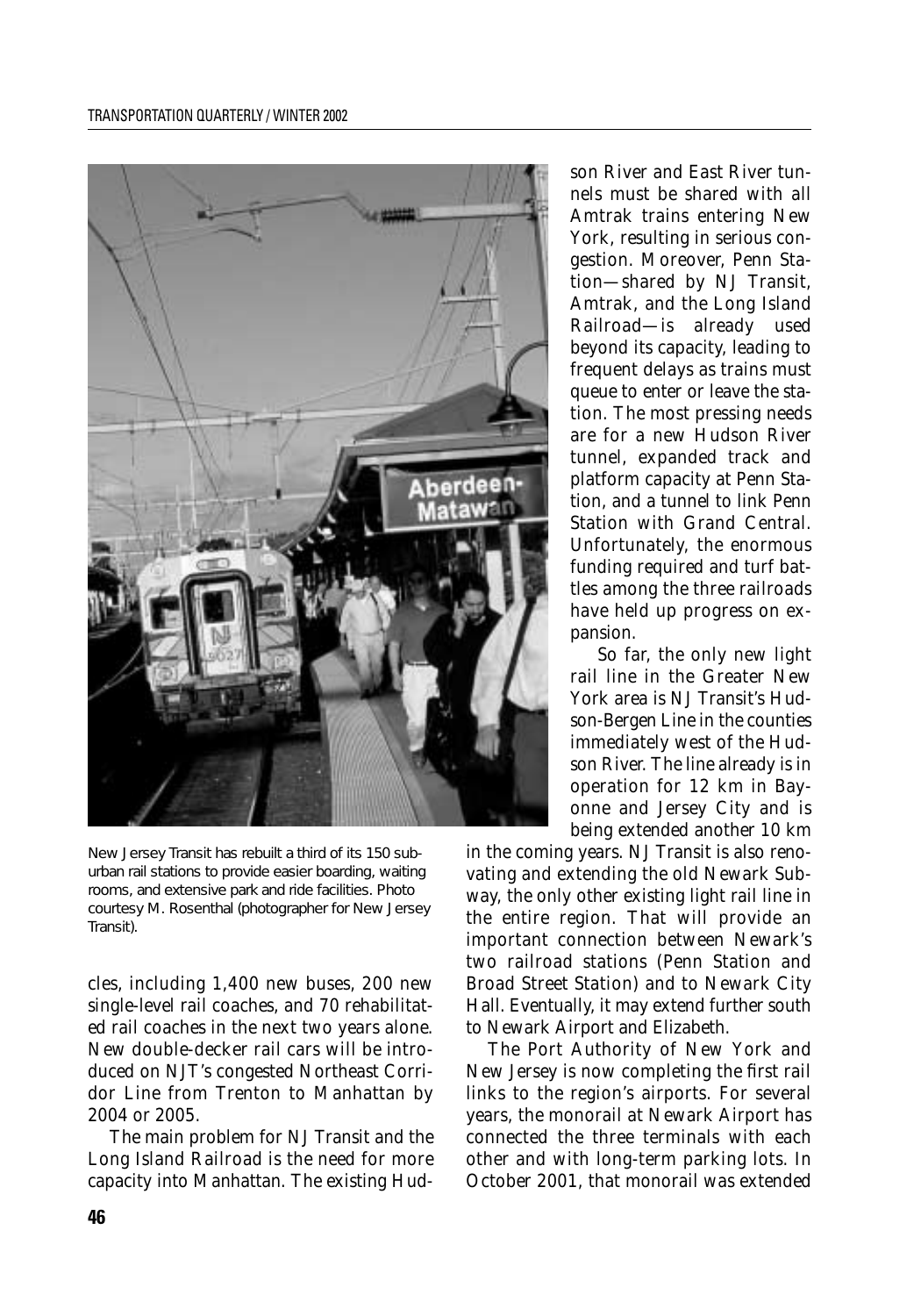New Jersey Transit has rebuilt a third of its 150 suburban rail stations to provide easier boarding, waiting rooms, and extensive park and ride facilities. Photo courtesy M. Rosenthal (photographer for New Jersey Transit).

cles, including 1,400 new buses, 200 new single-level rail coaches, and 70 rehabilitated rail coaches in the next two years alone. New double-decker rail cars will be introduced on NJT's congested Northeast Corridor Line from Trenton to Manhattan by 2004 or 2005.

The main problem for NJ Transit and the Long Island Railroad is the need for more capacity into Manhattan. The existing Hudson River and East River tunnels must be shared with all Amtrak trains entering New York, resulting in serious congestion. Moreover, Penn Station—shared by NJ Transit, Amtrak, and the Long Island Railroad—is already used beyond its capacity, leading to frequent delays as trains must queue to enter or leave the station. The most pressing needs are for a new Hudson River tunnel, expanded track and platform capacity at Penn Station, and a tunnel to link Penn Station with Grand Central. Unfortunately, the enormous funding required and turf battles among the three railroads have held up progress on expansion.

So far, the only new light rail line in the Greater New York area is NJ Transit's Hudson-Bergen Line in the counties immediately west of the Hudson River. The line already is in operation for 12 km in Bayonne and Jersey City and is being extended another 10 km in the coming years. NJ Transit is also renovating and extending the old Newark Subway, the only other existing light rail line in the entire region. That will provide an important connection between Newark's two railroad stations (Penn Station and Broad Street Station) and to Newark City Hall. Eventually, it may extend further south to Newark Airport and Elizabeth.

The Port Authority of New York and New Jersey is now completing the first rail links to the region's airports. For several years, the monorail at Newark Airport has connected the three terminals with each other and with long-term parking lots. In October 2001, that monorail was extended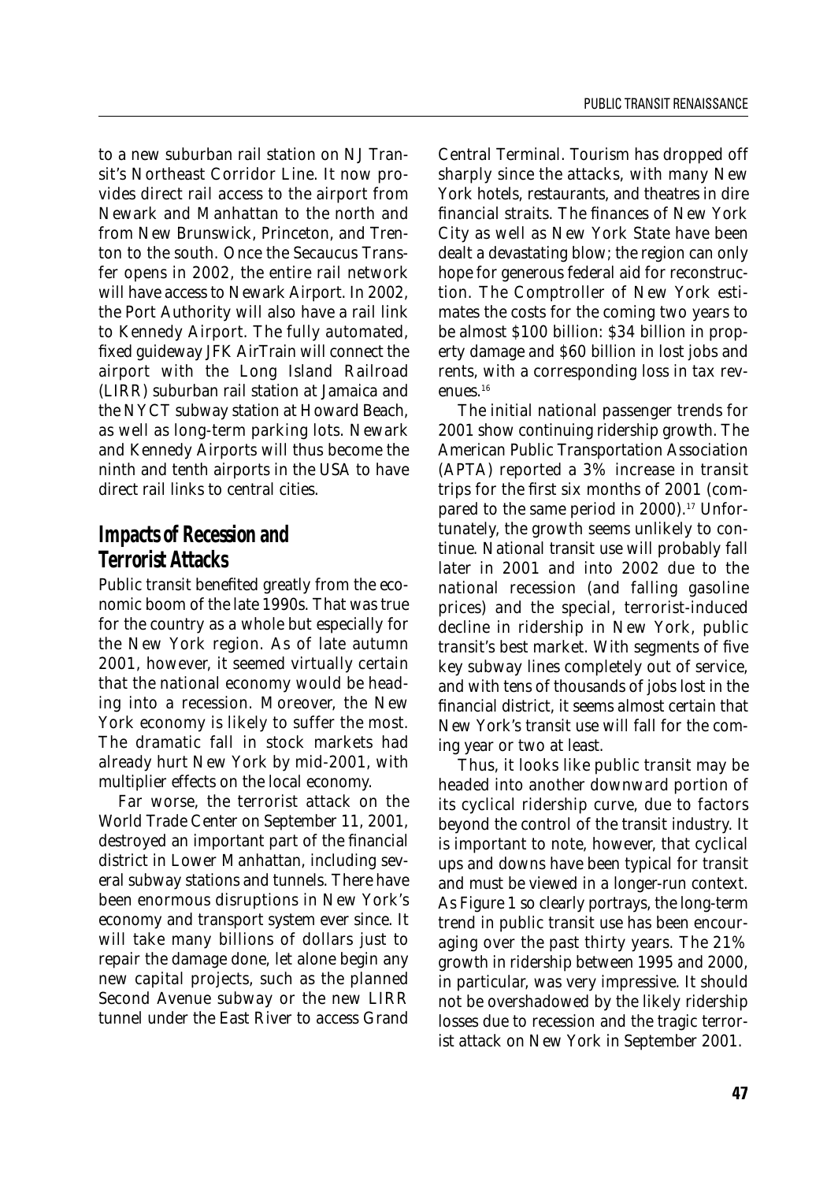to a new suburban rail station on NJ Transit's Northeast Corridor Line. It now provides direct rail access to the airport from Newark and Manhattan to the north and from New Brunswick, Princeton, and Trenton to the south. Once the Secaucus Transfer opens in 2002, the entire rail network will have access to Newark Airport. In 2002, the Port Authority will also have a rail link to Kennedy Airport. The fully automated, fixed guideway JFK AirTrain will connect the airport with the Long Island Railroad (LIRR) suburban rail station at Jamaica and the NYCT subway station at Howard Beach, as well as long-term parking lots. Newark and Kennedy Airports will thus become the ninth and tenth airports in the USA to have direct rail links to central cities.

## Impacts of Recession and Terrorist Attacks

Public transit benefited greatly from the economic boom of the late 1990s. That was true for the country as a whole but especially for the New York region. As of late autumn 2001, however, it seemed virtually certain that the national economy would be heading into a recession. Moreover, the New York economy is likely to suffer the most. The dramatic fall in stock markets had already hurt New York by mid-2001, with multiplier effects on the local economy.

Far worse, the terrorist attack on the World Trade Center on September 11, 2001, destroyed an important part of the financial district in Lower Manhattan, including several subway stations and tunnels. There have been enormous disruptions in New York's economy and transport system ever since. It will take many billions of dollars just to repair the damage done, let alone begin any new capital projects, such as the planned Second Avenue subway or the new LIRR tunnel under the East River to access Grand Central Terminal. Tourism has dropped off sharply since the attacks, with many New York hotels, restaurants, and theatres in dire financial straits. The finances of New York City as well as New York State have been dealt a devastating blow; the region can only hope for generous federal aid for reconstruction. The Comptroller of New York estimates the costs for the coming two years to be almost $100 billion: $34 billion in property damage and $60 billion in lost jobs and rents, with a corresponding loss in tax revenues.[16]

The initial national passenger trends for 2001 show continuing ridership growth. The American Public Transportation Association (APTA) reported a 3% increase in transit trips for the first six months of 2001 (compared to the same period in 2000).[17] Unfortunately, the growth seems unlikely to continue. National transit use will probably fall later in 2001 and into 2002 due to the national recession (and falling gasoline prices) and the special, terrorist-induced decline in ridership in New York, public transit's best market. With segments of five key subway lines completely out of service, and with tens of thousands of jobs lost in the financial district, it seems almost certain that New York's transit use will fall for the coming year or two at least.

Thus, it looks like public transit may be headed into another downward portion of its cyclical ridership curve, due to factors beyond the control of the transit industry. It is important to note, however, that cyclical ups and downs have been typical for transit and must be viewed in a longer-run context. As Figure 1 so clearly portrays, the long-term trend in public transit use has been encouraging over the past thirty years. The 21% growth in ridership between 1995 and 2000, in particular, was very impressive. It should not be overshadowed by the likely ridership losses due to recession and the tragic terrorist attack on New York in September 2001.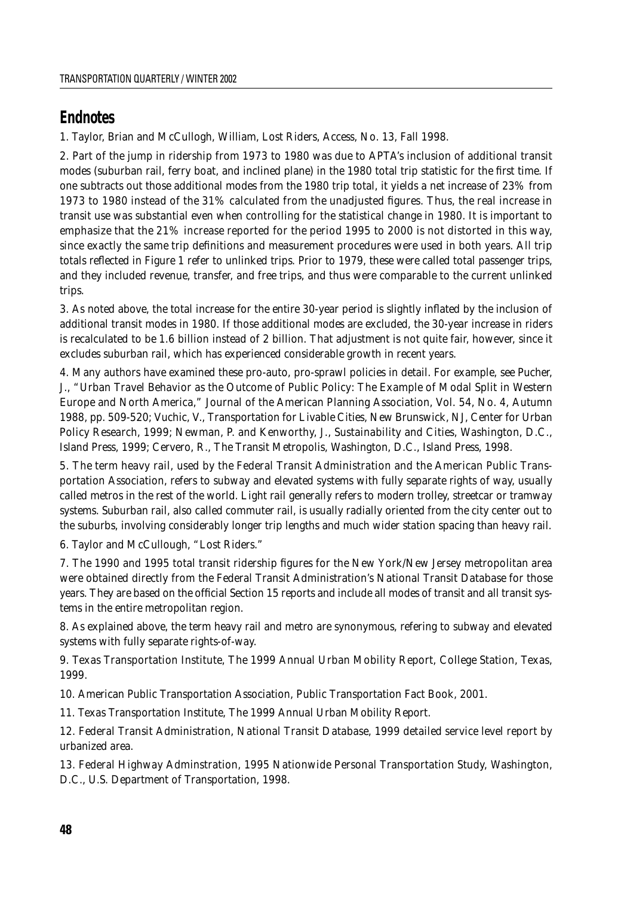## Endnotes

1. Taylor, Brian and McCullogh, William, Lost Riders, Access, No. 13, Fall 1998.

2. Part of the jump in ridership from 1973 to 1980 was due to APTA's inclusion of additional transit modes (suburban rail, ferry boat, and inclined plane) in the 1980 total trip statistic for the first time. If one subtracts out those additional modes from the 1980 trip total, it yields a net increase of 23% from 1973 to 1980 instead of the 31% calculated from the unadjusted figures. Thus, the real increase in transit use was substantial even when controlling for the statistical change in 1980. It is important to emphasize that the 21% increase reported for the period 1995 to 2000 is not distorted in this way, since exactly the same trip definitions and measurement procedures were used in both years. All trip totals reflected in Figure 1 refer to unlinked trips. Prior to 1979, these were called total passenger trips, and they included revenue, transfer, and free trips, and thus were comparable to the current unlinked trips.

3. As noted above, the total increase for the entire 30-year period is slightly inflated by the inclusion of additional transit modes in 1980. If those additional modes are excluded, the 30-year increase in riders is recalculated to be 1.6 billion instead of 2 billion. That adjustment is not quite fair, however, since it excludes suburban rail, which has experienced considerable growth in recent years.

4. Many authors have examined these pro-auto, pro-sprawl policies in detail. For example, see Pucher, J., "Urban Travel Behavior as the Outcome of Public Policy: The Example of Modal Split in Western Europe and North America," Journal of the American Planning Association, Vol. 54, No. 4, Autumn 1988, pp. 509-520; Vuchic, V., Transportation for Livable Cities, New Brunswick, NJ, Center for Urban Policy Research, 1999; Newman, P. and Kenworthy, J., Sustainability and Cities, Washington, D.C., Island Press, 1999; Cervero, R., The Transit Metropolis, Washington, D.C., Island Press, 1998.

5. The term heavy rail, used by the Federal Transit Administration and the American Public Transportation Association, refers to subway and elevated systems with fully separate rights of way, usually called metros in the rest of the world. Light rail generally refers to modern trolley, streetcar or tramway systems. Suburban rail, also called commuter rail, is usually radially oriented from the city center out to the suburbs, involving considerably longer trip lengths and much wider station spacing than heavy rail.

6. Taylor and McCullough, "Lost Riders."

7. The 1990 and 1995 total transit ridership figures for the New York/New Jersey metropolitan area were obtained directly from the Federal Transit Administration's National Transit Database for those years. They are based on the official Section 15 reports and include all modes of transit and all transit systems in the entire metropolitan region.

8. As explained above, the term heavy rail and metro are synonymous, refering to subway and elevated systems with fully separate rights-of-way.

9. Texas Transportation Institute, The 1999 Annual Urban Mobility Report, College Station, Texas, 1999.

10. American Public Transportation Association, Public Transportation Fact Book, 2001.

11. Texas Transportation Institute, The 1999 Annual Urban Mobility Report.

12. Federal Transit Administration, National Transit Database, 1999 detailed service level report by urbanized area.

13. Federal Highway Adminstration, 1995 Nationwide Personal Transportation Study, Washington, D.C., U.S. Department of Transportation, 1998.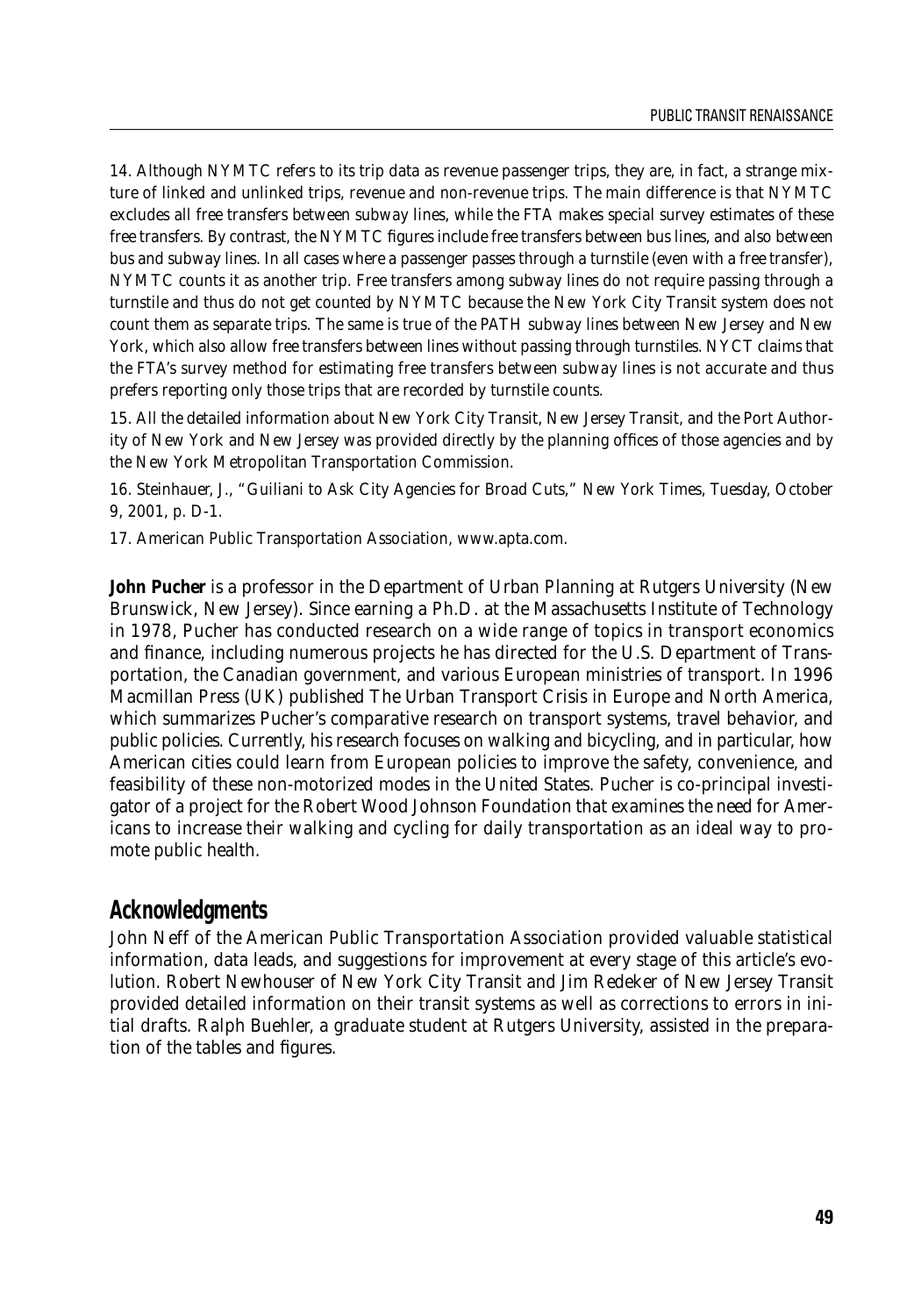14. Although NYMTC refers to its trip data as revenue passenger trips, they are, in fact, a strange mixture of linked and unlinked trips, revenue and non-revenue trips. The main difference is that NYMTC excludes all free transfers between subway lines, while the FTA makes special survey estimates of these free transfers. By contrast, the NYMTC figures include free transfers between bus lines, and also between bus and subway lines. In all cases where a passenger passes through a turnstile (even with a free transfer), NYMTC counts it as another trip. Free transfers among subway lines do not require passing through a turnstile and thus do not get counted by NYMTC because the New York City Transit system does not count them as separate trips. The same is true of the PATH subway lines between New Jersey and New York, which also allow free transfers between lines without passing through turnstiles. NYCT claims that the FTA's survey method for estimating free transfers between subway lines is not accurate and thus prefers reporting only those trips that are recorded by turnstile counts.

15. All the detailed information about New York City Transit, New Jersey Transit, and the Port Authority of New York and New Jersey was provided directly by the planning offices of those agencies and by the New York Metropolitan Transportation Commission.

16. Steinhauer, J., "Guiliani to Ask City Agencies for Broad Cuts," New York Times, Tuesday, October 9, 2001, p. D-1.

17. American Public Transportation Association, www.apta.com.

**John Pucher** is a professor in the Department of Urban Planning at Rutgers University (New Brunswick, New Jersey). Since earning a Ph.D. at the Massachusetts Institute of Technology in 1978, Pucher has conducted research on a wide range of topics in transport economics and finance, including numerous projects he has directed for the U.S. Department of Transportation, the Canadian government, and various European ministries of transport. In 1996 Macmillan Press (UK) published The Urban Transport Crisis in Europe and North America, which summarizes Pucher's comparative research on transport systems, travel behavior, and public policies. Currently, his research focuses on walking and bicycling, and in particular, how American cities could learn from European policies to improve the safety, convenience, and feasibility of these non-motorized modes in the United States. Pucher is co-principal investigator of a project for the Robert Wood Johnson Foundation that examines the need for Americans to increase their walking and cycling for daily transportation as an ideal way to promote public health.

## Acknowledgments

John Neff of the American Public Transportation Association provided valuable statistical information, data leads, and suggestions for improvement at every stage of this article's evolution. Robert Newhouser of New York City Transit and Jim Redeker of New Jersey Transit provided detailed information on their transit systems as well as corrections to errors in initial drafts. Ralph Buehler, a graduate student at Rutgers University, assisted in the preparation of the tables and figures.